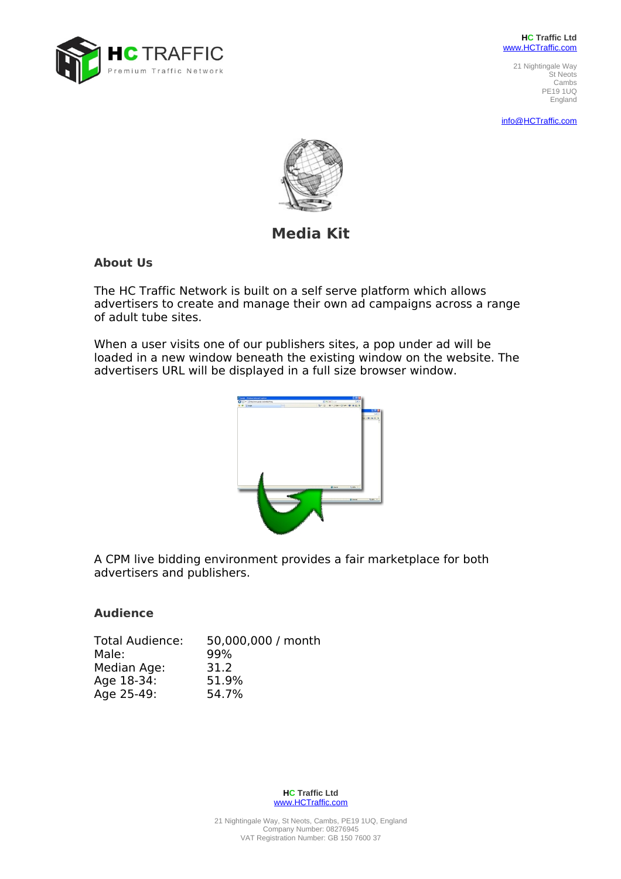HC Traffic Ltd
www.HCTraffic.com

21 Nightingale Way
St Neots
Cambs
PE19 1UQ
England

info@HCTraffic.com

# Media Kit

## About Us

The HC Traffic Network is built on a self serve platform which allows advertisers to create and manage their own ad campaigns across a range of adult tube sites.

When a user visits one of our publishers sites, a pop under ad will be loaded in a new window beneath the existing window on the website. The advertisers URL will be displayed in a full size browser window.

A CPM live bidding environment provides a fair marketplace for both advertisers and publishers.

## Audience

| | |
|---|---|
| Total Audience: | 50,000,000 / month |
| Male: | 99% |
| Median Age: | 31.2 |
| Age 18-34: | 51.9% |
| Age 25-49: | 54.7% |

HC Traffic Ltd
www.HCTraffic.com

21 Nightingale Way, St Neots, Cambs, PE19 1UQ, England
Company Number: 08276945
VAT Registration Number: GB 150 7600 37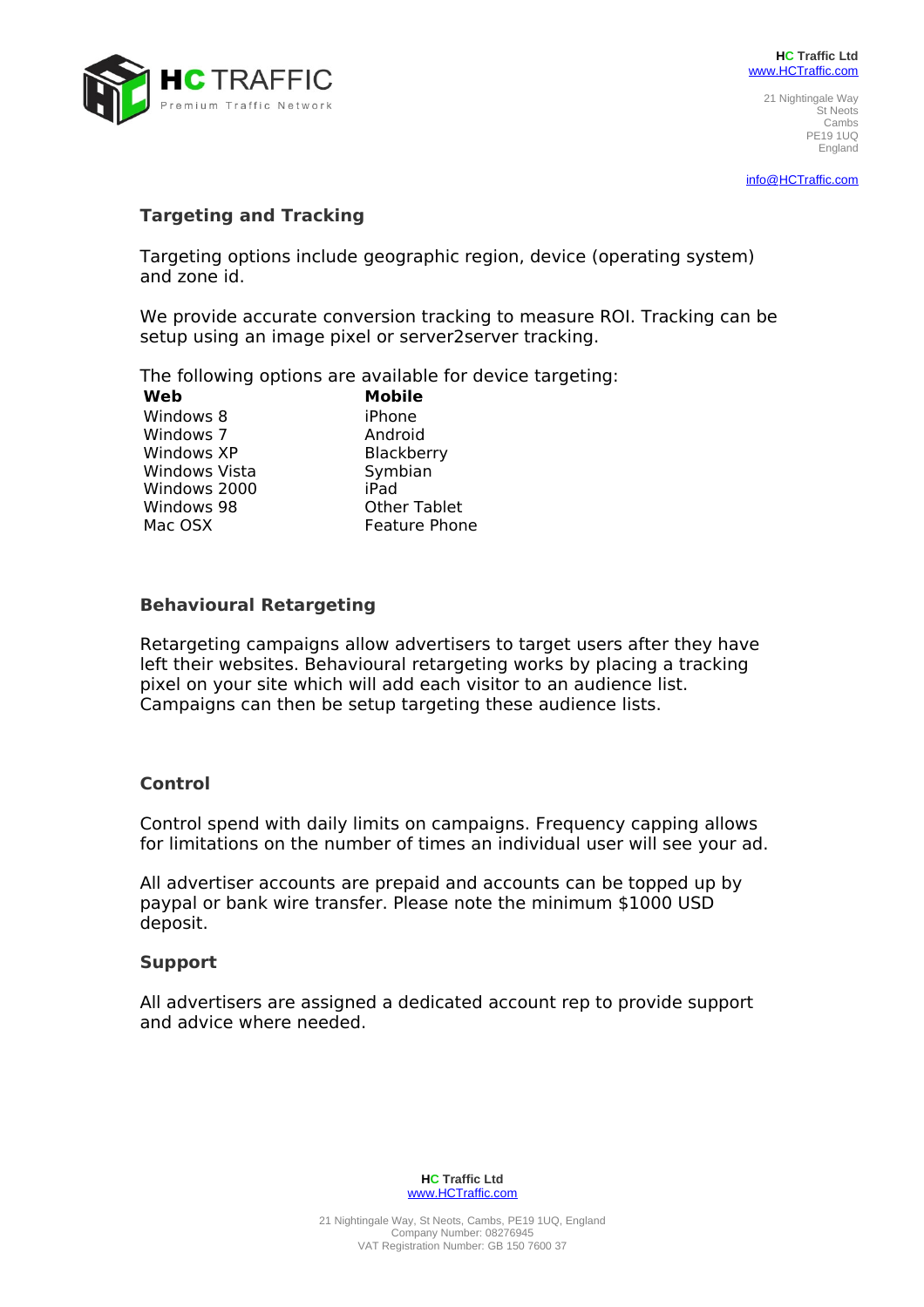## Targeting and Tracking

Targeting options include geographic region, device (operating system) and zone id.

We provide accurate conversion tracking to measure ROI. Tracking can be setup using an image pixel or server2server tracking.

The following options are available for device targeting:

| **Web** | **Mobile** |
|---|---|
| Windows 8 | iPhone |
| Windows 7 | Android |
| Windows XP | Blackberry |
| Windows Vista | Symbian |
| Windows 2000 | iPad |
| Windows 98 | Other Tablet |
| Mac OSX | Feature Phone |

## Behavioural Retargeting

Retargeting campaigns allow advertisers to target users after they have left their websites. Behavioural retargeting works by placing a tracking pixel on your site which will add each visitor to an audience list. Campaigns can then be setup targeting these audience lists.

## Control

Control spend with daily limits on campaigns. Frequency capping allows for limitations on the number of times an individual user will see your ad.

All advertiser accounts are prepaid and accounts can be topped up by paypal or bank wire transfer. Please note the minimum $1000 USD deposit.

## Support

All advertisers are assigned a dedicated account rep to provide support and advice where needed.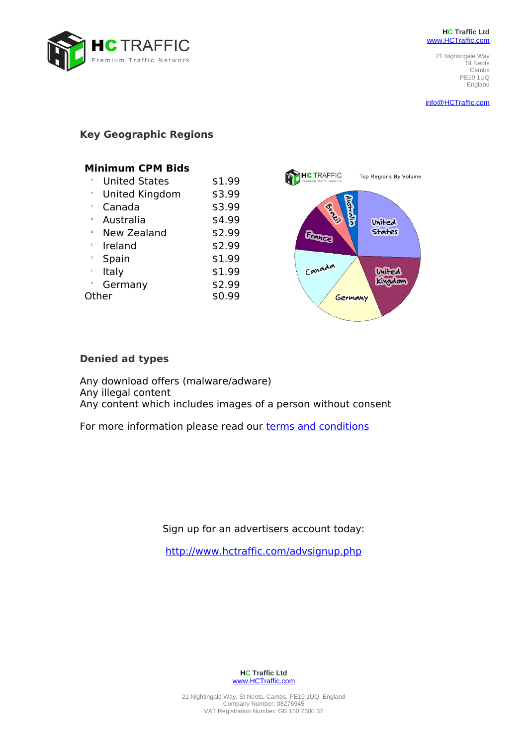HC TRAFFIC
Premium Traffic Network

**HC Traffic Ltd**
[www.HCTraffic.com](http://www.HCTraffic.com)

21 Nightingale Way
St Neots
Cambs
PE19 1UQ
England

[info@HCTraffic.com](mailto:info@HCTraffic.com)

## Key Geographic Regions

**Minimum CPM Bids**

| | |
|---|---|
| United States | \$1.99 |
| United Kingdom | \$3.99 |
| Canada | \$3.99 |
| Australia | \$4.99 |
| New Zealand | \$2.99 |
| Ireland | \$2.99 |
| Spain | \$1.99 |
| Italy | \$1.99 |
| Germany | \$2.99 |
| Other | \$0.99 |

HC TRAFFIC
Premium Traffic Network
Top Regions By Volume
United States
United Kingdom
Germany
Canada
France
Brazil
Australia

## Denied ad types

Any download offers (malware/adware)
Any illegal content
Any content which includes images of a person without consent

For more information please read our [terms and conditions]()

Sign up for an advertisers account today:

[http://www.hctraffic.com/advsignup.php](http://www.hctraffic.com/advsignup.php)

**HC Traffic Ltd**
[www.HCTraffic.com](http://www.HCTraffic.com)

21 Nightingale Way, St Neots, Cambs, PE19 1UQ, England
Company Number: 08276945
VAT Registration Number: GB 150 7600 37